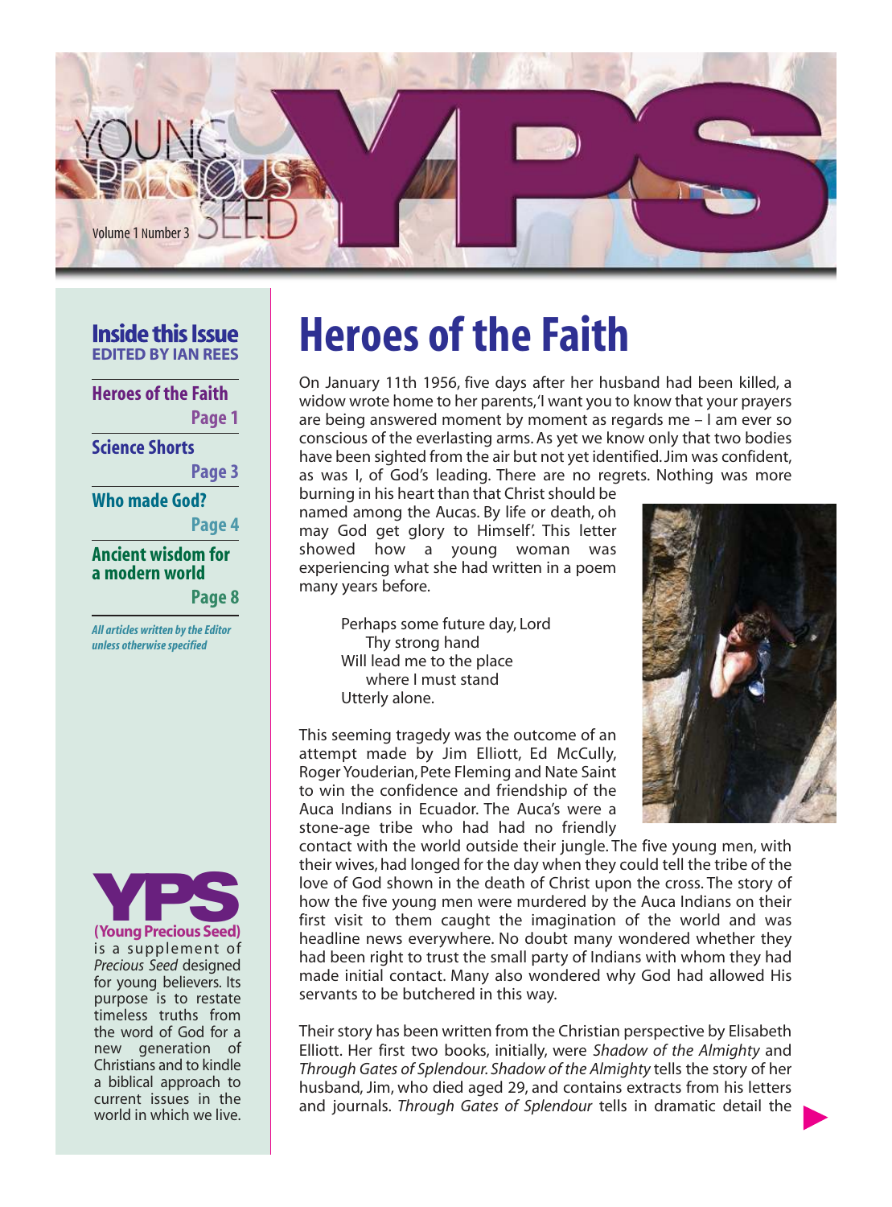Volume 1 Number 3

### Inside this Issue
EDITED BY IAN REES

- Heroes of the Faith — Page 1
- Science Shorts — Page 3
- Who made God? — Page 4
- Ancient wisdom for a modern world — Page 8

*All articles written by the Editor unless otherwise specified*

**YPS (Young Precious Seed)** is a supplement of *Precious Seed* designed for young believers. Its purpose is to restate timeless truths from the word of God for a new generation of Christians and to kindle a biblical approach to current issues in the world in which we live.

# Heroes of the Faith

On January 11th 1956, five days after her husband had been killed, a widow wrote home to her parents,'I want you to know that your prayers are being answered moment by moment as regards me – I am ever so conscious of the everlasting arms. As yet we know only that two bodies have been sighted from the air but not yet identified. Jim was confident, as was I, of God's leading. There are no regrets. Nothing was more burning in his heart than that Christ should be named among the Aucas. By life or death, oh may God get glory to Himself'. This letter showed how a young woman was experiencing what she had written in a poem many years before.

> Perhaps some future day, Lord
> Thy strong hand
> Will lead me to the place
> where I must stand
> Utterly alone.

This seeming tragedy was the outcome of an attempt made by Jim Elliott, Ed McCully, Roger Youderian, Pete Fleming and Nate Saint to win the confidence and friendship of the Auca Indians in Ecuador. The Auca's were a stone-age tribe who had had no friendly contact with the world outside their jungle. The five young men, with their wives, had longed for the day when they could tell the tribe of the love of God shown in the death of Christ upon the cross. The story of how the five young men were murdered by the Auca Indians on their first visit to them caught the imagination of the world and was headline news everywhere. No doubt many wondered whether they had been right to trust the small party of Indians with whom they had made initial contact. Many also wondered why God had allowed His servants to be butchered in this way.

Their story has been written from the Christian perspective by Elisabeth Elliott. Her first two books, initially, were *Shadow of the Almighty* and *Through Gates of Splendour. Shadow of the Almighty* tells the story of her husband, Jim, who died aged 29, and contains extracts from his letters and journals. *Through Gates of Splendour* tells in dramatic detail the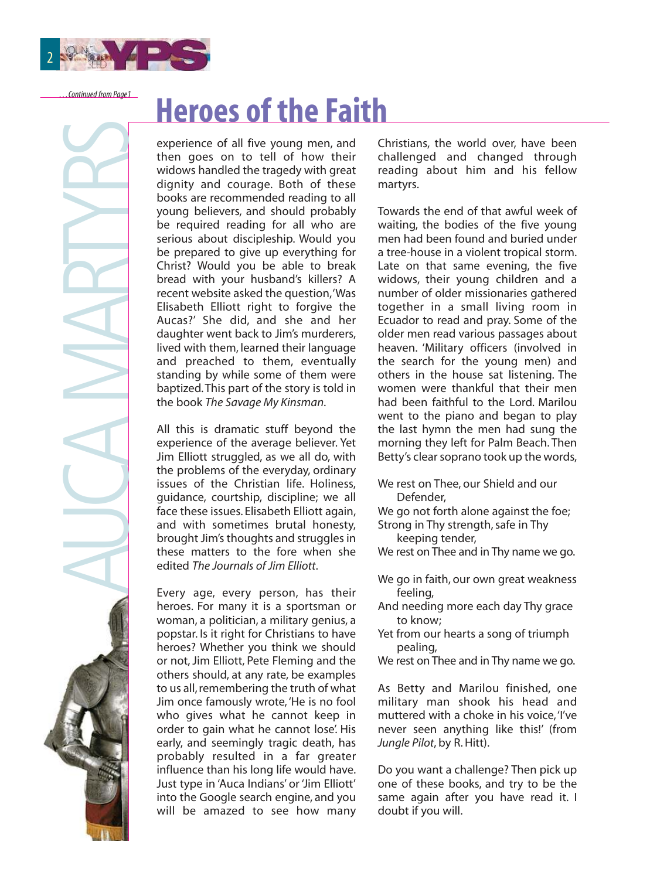*…Continued from Page 1*

AUCA MARTYRS

# Heroes of the Faith

experience of all five young men, and then goes on to tell of how their widows handled the tragedy with great dignity and courage. Both of these books are recommended reading to all young believers, and should probably be required reading for all who are serious about discipleship. Would you be prepared to give up everything for Christ? Would you be able to break bread with your husband's killers? A recent website asked the question, 'Was Elisabeth Elliott right to forgive the Aucas?' She did, and she and her daughter went back to Jim's murderers, lived with them, learned their language and preached to them, eventually standing by while some of them were baptized. This part of the story is told in the book *The Savage My Kinsman*.

All this is dramatic stuff beyond the experience of the average believer. Yet Jim Elliott struggled, as we all do, with the problems of the everyday, ordinary issues of the Christian life. Holiness, guidance, courtship, discipline; we all face these issues. Elisabeth Elliott again, and with sometimes brutal honesty, brought Jim's thoughts and struggles in these matters to the fore when she edited *The Journals of Jim Elliott*.

Every age, every person, has their heroes. For many it is a sportsman or woman, a politician, a military genius, a popstar. Is it right for Christians to have heroes? Whether you think we should or not, Jim Elliott, Pete Fleming and the others should, at any rate, be examples to us all, remembering the truth of what Jim once famously wrote, 'He is no fool who gives what he cannot keep in order to gain what he cannot lose'. His early, and seemingly tragic death, has probably resulted in a far greater influence than his long life would have. Just type in 'Auca Indians' or 'Jim Elliott' into the Google search engine, and you will be amazed to see how many Christians, the world over, have been challenged and changed through reading about him and his fellow martyrs.

Towards the end of that awful week of waiting, the bodies of the five young men had been found and buried under a tree-house in a violent tropical storm. Late on that same evening, the five widows, their young children and a number of older missionaries gathered together in a small living room in Ecuador to read and pray. Some of the older men read various passages about heaven. 'Military officers (involved in the search for the young men) and others in the house sat listening. The women were thankful that their men had been faithful to the Lord. Marilou went to the piano and began to play the last hymn the men had sung the morning they left for Palm Beach. Then Betty's clear soprano took up the words,

We rest on Thee, our Shield and our Defender,
We go not forth alone against the foe;
Strong in Thy strength, safe in Thy keeping tender,
We rest on Thee and in Thy name we go.

We go in faith, our own great weakness feeling,
And needing more each day Thy grace to know;
Yet from our hearts a song of triumph pealing,
We rest on Thee and in Thy name we go.

As Betty and Marilou finished, one military man shook his head and muttered with a choke in his voice, 'I've never seen anything like this!' (from *Jungle Pilot*, by R. Hitt).

Do you want a challenge? Then pick up one of these books, and try to be the same again after you have read it. I doubt if you will.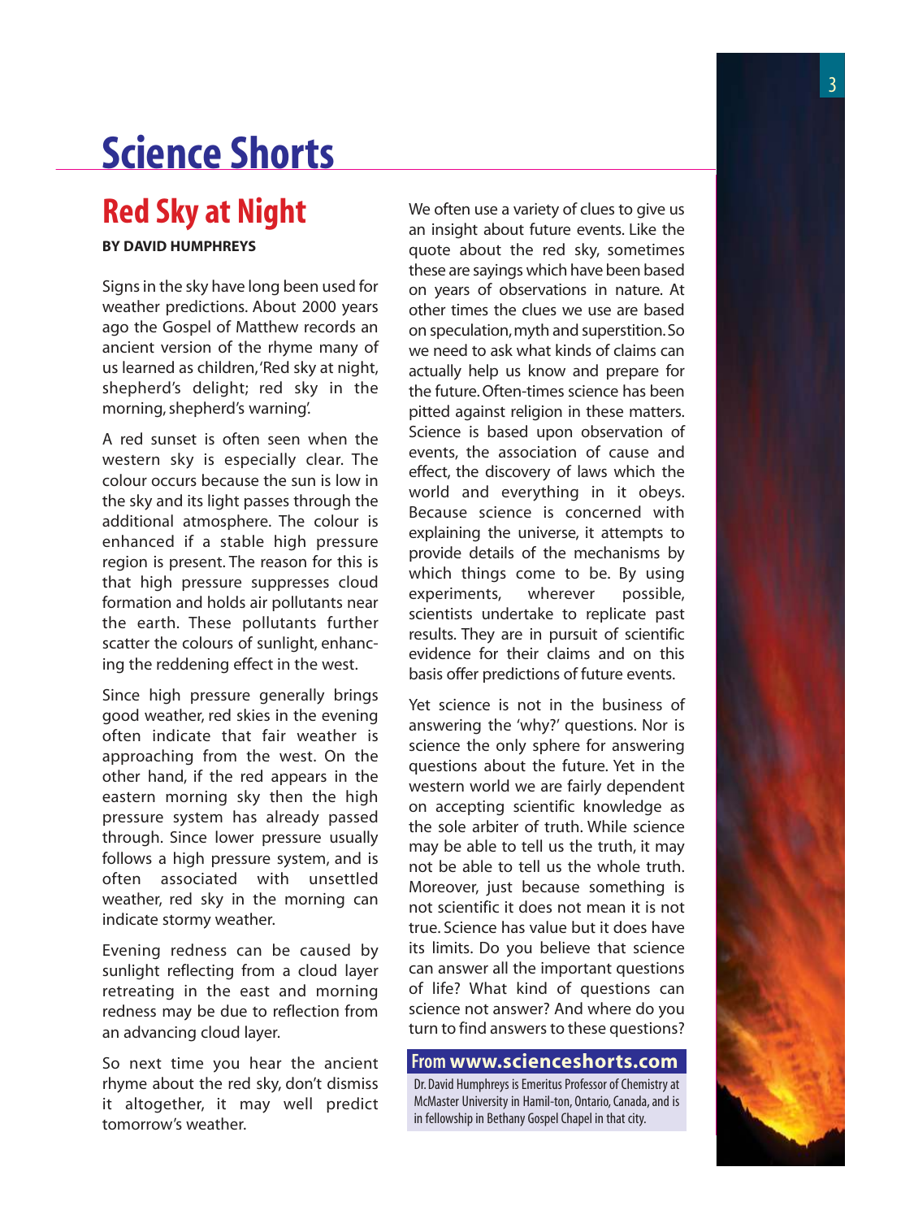# Science Shorts

## Red Sky at Night

**BY DAVID HUMPHREYS**

Signs in the sky have long been used for weather predictions. About 2000 years ago the Gospel of Matthew records an ancient version of the rhyme many of us learned as children, 'Red sky at night, shepherd's delight; red sky in the morning, shepherd's warning'.

A red sunset is often seen when the western sky is especially clear. The colour occurs because the sun is low in the sky and its light passes through the additional atmosphere. The colour is enhanced if a stable high pressure region is present. The reason for this is that high pressure suppresses cloud formation and holds air pollutants near the earth. These pollutants further scatter the colours of sunlight, enhancing the reddening effect in the west.

Since high pressure generally brings good weather, red skies in the evening often indicate that fair weather is approaching from the west. On the other hand, if the red appears in the eastern morning sky then the high pressure system has already passed through. Since lower pressure usually follows a high pressure system, and is often associated with unsettled weather, red sky in the morning can indicate stormy weather.

Evening redness can be caused by sunlight reflecting from a cloud layer retreating in the east and morning redness may be due to reflection from an advancing cloud layer.

So next time you hear the ancient rhyme about the red sky, don't dismiss it altogether, it may well predict tomorrow's weather.

We often use a variety of clues to give us an insight about future events. Like the quote about the red sky, sometimes these are sayings which have been based on years of observations in nature. At other times the clues we use are based on speculation, myth and superstition. So we need to ask what kinds of claims can actually help us know and prepare for the future. Often-times science has been pitted against religion in these matters. Science is based upon observation of events, the association of cause and effect, the discovery of laws which the world and everything in it obeys. Because science is concerned with explaining the universe, it attempts to provide details of the mechanisms by which things come to be. By using experiments, wherever possible, scientists undertake to replicate past results. They are in pursuit of scientific evidence for their claims and on this basis offer predictions of future events.

Yet science is not in the business of answering the 'why?' questions. Nor is science the only sphere for answering questions about the future. Yet in the western world we are fairly dependent on accepting scientific knowledge as the sole arbiter of truth. While science may be able to tell us the truth, it may not be able to tell us the whole truth. Moreover, just because something is not scientific it does not mean it is not true. Science has value but it does have its limits. Do you believe that science can answer all the important questions of life? What kind of questions can science not answer? And where do you turn to find answers to these questions?

**From www.scienceshorts.com**

Dr. David Humphreys is Emeritus Professor of Chemistry at McMaster University in Hamil-ton, Ontario, Canada, and is in fellowship in Bethany Gospel Chapel in that city.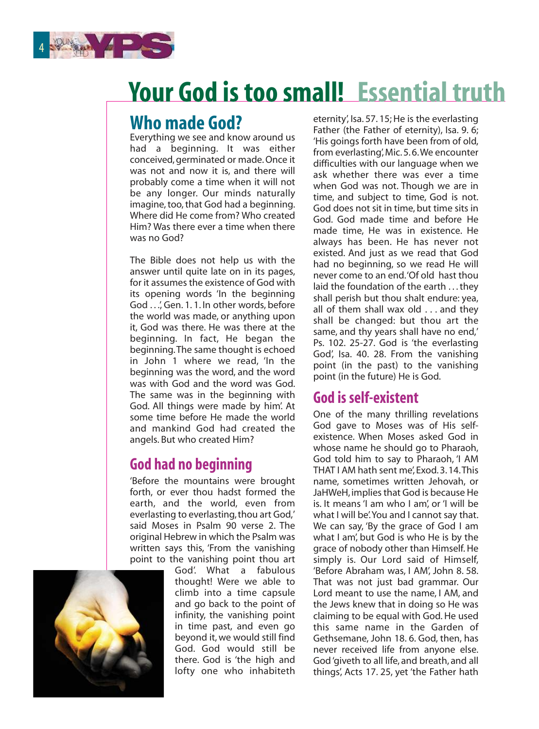# Your God is too small! Essential truth

## Who made God?

Everything we see and know around us had a beginning. It was either conceived, germinated or made. Once it was not and now it is, and there will probably come a time when it will not be any longer. Our minds naturally imagine, too, that God had a beginning. Where did He come from? Who created Him? Was there ever a time when there was no God?

The Bible does not help us with the answer until quite late on in its pages, for it assumes the existence of God with its opening words 'In the beginning God . . .', Gen. 1. 1. In other words, before the world was made, or anything upon it, God was there. He was there at the beginning. In fact, He began the beginning. The same thought is echoed in John 1 where we read, 'In the beginning was the word, and the word was with God and the word was God. The same was in the beginning with God. All things were made by him'. At some time before He made the world and mankind God had created the angels. But who created Him?

## God had no beginning

'Before the mountains were brought forth, or ever thou hadst formed the earth, and the world, even from everlasting to everlasting, thou art God,' said Moses in Psalm 90 verse 2. The original Hebrew in which the Psalm was written says this, 'From the vanishing point to the vanishing point thou art God'. What a fabulous thought! Were we able to climb into a time capsule and go back to the point of infinity, the vanishing point in time past, and even go beyond it, we would still find God. God would still be there. God is 'the high and lofty one who inhabiteth eternity', Isa. 57. 15; He is the everlasting Father (the Father of eternity), Isa. 9. 6; 'His goings forth have been from of old, from everlasting', Mic. 5. 6. We encounter difficulties with our language when we ask whether there was ever a time when God was not. Though we are in time, and subject to time, God is not. God does not sit in time, but time sits in God. God made time and before He made time, He was in existence. He always has been. He has never not existed. And just as we read that God had no beginning, so we read He will never come to an end. 'Of old hast thou laid the foundation of the earth . . . they shall perish but thou shalt endure: yea, all of them shall wax old . . . and they shall be changed: but thou art the same, and thy years shall have no end,' Ps. 102. 25-27. God is 'the everlasting God', Isa. 40. 28. From the vanishing point (in the past) to the vanishing point (in the future) He is God.

## God is self-existent

One of the many thrilling revelations God gave to Moses was of His self-existence. When Moses asked God in whose name he should go to Pharaoh, God told him to say to Pharaoh, 'I AM THAT I AM hath sent me', Exod. 3. 14. This name, sometimes written Jehovah, or JaHWeH, implies that God is because He is. It means 'I am who I am', or 'I will be what I will be'. You and I cannot say that. We can say, 'By the grace of God I am what I am', but God is who He is by the grace of nobody other than Himself. He simply is. Our Lord said of Himself, 'Before Abraham was, I AM', John 8. 58. That was not just bad grammar. Our Lord meant to use the name, I AM, and the Jews knew that in doing so He was claiming to be equal with God. He used this same name in the Garden of Gethsemane, John 18. 6. God, then, has never received life from anyone else. God 'giveth to all life, and breath, and all things', Acts 17. 25, yet 'the Father hath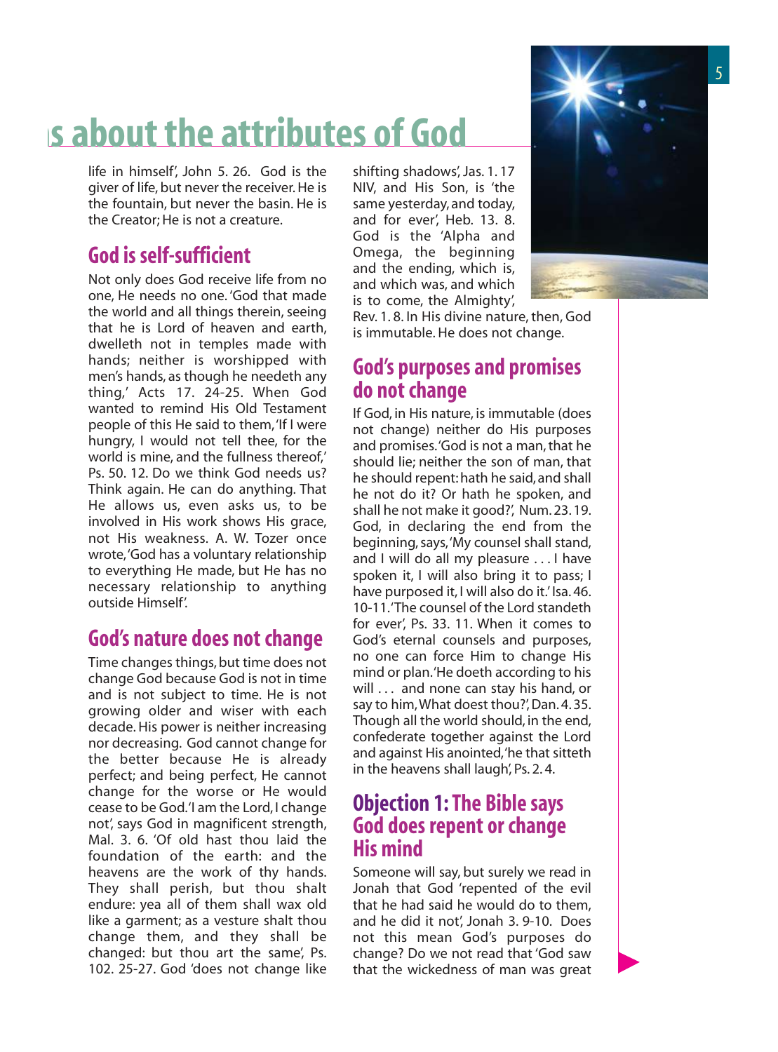## s about the attributes of God

life in himself', John 5. 26. God is the giver of life, but never the receiver. He is the fountain, but never the basin. He is the Creator; He is not a creature.

### God is self-sufficient

Not only does God receive life from no one, He needs no one. 'God that made the world and all things therein, seeing that he is Lord of heaven and earth, dwelleth not in temples made with hands; neither is worshipped with men's hands, as though he needeth any thing,' Acts 17. 24-25. When God wanted to remind His Old Testament people of this He said to them, 'If I were hungry, I would not tell thee, for the world is mine, and the fullness thereof,' Ps. 50. 12. Do we think God needs us? Think again. He can do anything. That He allows us, even asks us, to be involved in His work shows His grace, not His weakness. A. W. Tozer once wrote, 'God has a voluntary relationship to everything He made, but He has no necessary relationship to anything outside Himself'.

### God's nature does not change

Time changes things, but time does not change God because God is not in time and is not subject to time. He is not growing older and wiser with each decade. His power is neither increasing nor decreasing. God cannot change for the better because He is already perfect; and being perfect, He cannot change for the worse or He would cease to be God. 'I am the Lord, I change not', says God in magnificent strength, Mal. 3. 6. 'Of old hast thou laid the foundation of the earth: and the heavens are the work of thy hands. They shall perish, but thou shalt endure: yea all of them shall wax old like a garment; as a vesture shalt thou change them, and they shall be changed: but thou art the same', Ps. 102. 25-27. God 'does not change like shifting shadows', Jas. 1. 17 NIV, and His Son, is 'the same yesterday, and today, and for ever', Heb. 13. 8. God is the 'Alpha and Omega, the beginning and the ending, which is, and which was, and which is to come, the Almighty', Rev. 1. 8. In His divine nature, then, God is immutable. He does not change.

### God's purposes and promises do not change

If God, in His nature, is immutable (does not change) neither do His purposes and promises. 'God is not a man, that he should lie; neither the son of man, that he should repent: hath he said, and shall he not do it? Or hath he spoken, and shall he not make it good?', Num. 23. 19. God, in declaring the end from the beginning, says, 'My counsel shall stand, and I will do all my pleasure . . . I have spoken it, I will also bring it to pass; I have purposed it, I will also do it.' Isa. 46. 10-11. 'The counsel of the Lord standeth for ever', Ps. 33. 11. When it comes to God's eternal counsels and purposes, no one can force Him to change His mind or plan. 'He doeth according to his will . . . and none can stay his hand, or say to him, What doest thou?', Dan. 4. 35. Though all the world should, in the end, confederate together against the Lord and against His anointed, 'he that sitteth in the heavens shall laugh', Ps. 2. 4.

### Objection 1: The Bible says God does repent or change His mind

Someone will say, but surely we read in Jonah that God 'repented of the evil that he had said he would do to them, and he did it not', Jonah 3. 9-10. Does not this mean God's purposes do change? Do we not read that 'God saw that the wickedness of man was great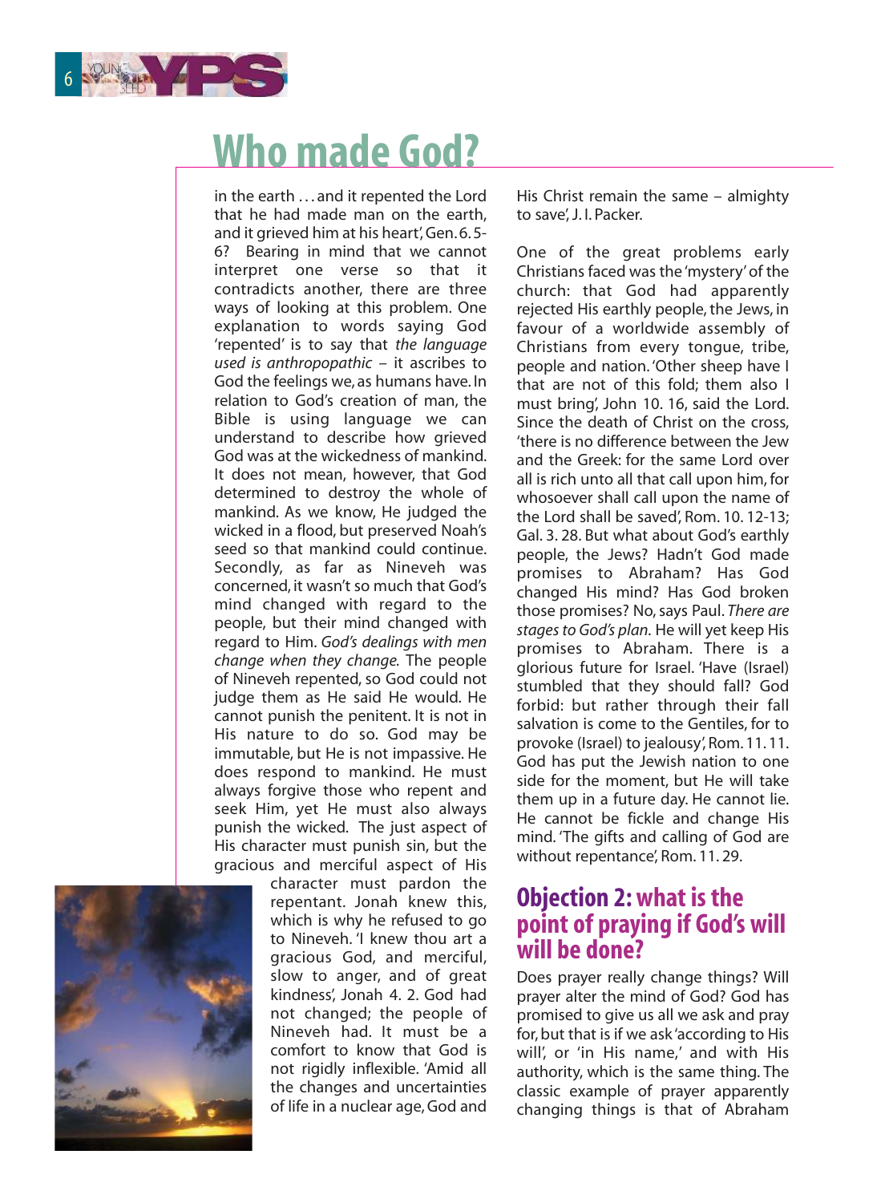# Who made God?

in the earth . . . and it repented the Lord that he had made man on the earth, and it grieved him at his heart', Gen. 6. 5-6? Bearing in mind that we cannot interpret one verse so that it contradicts another, there are three ways of looking at this problem. One explanation to words saying God 'repented' is to say that *the language used is anthropopathic* – it ascribes to God the feelings we, as humans have. In relation to God's creation of man, the Bible is using language we can understand to describe how grieved God was at the wickedness of mankind. It does not mean, however, that God determined to destroy the whole of mankind. As we know, He judged the wicked in a flood, but preserved Noah's seed so that mankind could continue. Secondly, as far as Nineveh was concerned, it wasn't so much that God's mind changed with regard to the people, but their mind changed with regard to Him. *God's dealings with men change when they change.* The people of Nineveh repented, so God could not judge them as He said He would. He cannot punish the penitent. It is not in His nature to do so. God may be immutable, but He is not impassive. He does respond to mankind. He must always forgive those who repent and seek Him, yet He must also always punish the wicked. The just aspect of His character must punish sin, but the gracious and merciful aspect of His character must pardon the repentant. Jonah knew this, which is why he refused to go to Nineveh. 'I knew thou art a gracious God, and merciful, slow to anger, and of great kindness', Jonah 4. 2. God had not changed; the people of Nineveh had. It must be a comfort to know that God is not rigidly inflexible. 'Amid all the changes and uncertainties of life in a nuclear age, God and His Christ remain the same – almighty to save', J. I. Packer.

One of the great problems early Christians faced was the 'mystery' of the church: that God had apparently rejected His earthly people, the Jews, in favour of a worldwide assembly of Christians from every tongue, tribe, people and nation. 'Other sheep have I that are not of this fold; them also I must bring', John 10. 16, said the Lord. Since the death of Christ on the cross, 'there is no difference between the Jew and the Greek: for the same Lord over all is rich unto all that call upon him, for whosoever shall call upon the name of the Lord shall be saved', Rom. 10. 12-13; Gal. 3. 28. But what about God's earthly people, the Jews? Hadn't God made promises to Abraham? Has God changed His mind? Has God broken those promises? No, says Paul. *There are stages to God's plan.* He will yet keep His promises to Abraham. There is a glorious future for Israel. 'Have (Israel) stumbled that they should fall? God forbid: but rather through their fall salvation is come to the Gentiles, for to provoke (Israel) to jealousy', Rom. 11. 11. God has put the Jewish nation to one side for the moment, but He will take them up in a future day. He cannot lie. He cannot be fickle and change His mind. 'The gifts and calling of God are without repentance', Rom. 11. 29.

## Objection 2: what is the point of praying if God's will will be done?

Does prayer really change things? Will prayer alter the mind of God? God has promised to give us all we ask and pray for, but that is if we ask 'according to His will', or 'in His name,' and with His authority, which is the same thing. The classic example of prayer apparently changing things is that of Abraham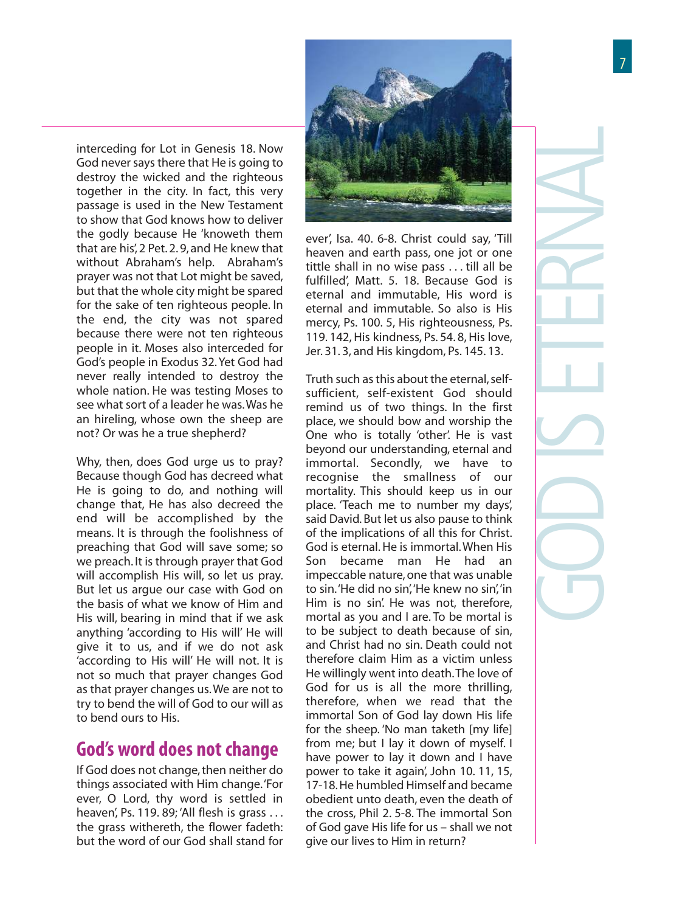interceding for Lot in Genesis 18. Now God never says there that He is going to destroy the wicked and the righteous together in the city. In fact, this very passage is used in the New Testament to show that God knows how to deliver the godly because He 'knoweth them that are his', 2 Pet. 2. 9, and He knew that without Abraham's help. Abraham's prayer was not that Lot might be saved, but that the whole city might be spared for the sake of ten righteous people. In the end, the city was not spared because there were not ten righteous people in it. Moses also interceded for God's people in Exodus 32. Yet God had never really intended to destroy the whole nation. He was testing Moses to see what sort of a leader he was. Was he an hireling, whose own the sheep are not? Or was he a true shepherd?

Why, then, does God urge us to pray? Because though God has decreed what He is going to do, and nothing will change that, He has also decreed the end will be accomplished by the means. It is through the foolishness of preaching that God will save some; so we preach. It is through prayer that God will accomplish His will, so let us pray. But let us argue our case with God on the basis of what we know of Him and His will, bearing in mind that if we ask anything 'according to His will' He will give it to us, and if we do not ask 'according to His will' He will not. It is not so much that prayer changes God as that prayer changes us. We are not to try to bend the will of God to our will as to bend ours to His.

## God's word does not change

If God does not change, then neither do things associated with Him change. 'For ever, O Lord, thy word is settled in heaven', Ps. 119. 89; 'All flesh is grass . . . the grass withereth, the flower fadeth: but the word of our God shall stand for ever', Isa. 40. 6-8. Christ could say, 'Till heaven and earth pass, one jot or one tittle shall in no wise pass . . . till all be fulfilled', Matt. 5. 18. Because God is eternal and immutable, His word is eternal and immutable. So also is His mercy, Ps. 100. 5, His righteousness, Ps. 119. 142, His kindness, Ps. 54. 8, His love, Jer. 31. 3, and His kingdom, Ps. 145. 13.

Truth such as this about the eternal, self-sufficient, self-existent God should remind us of two things. In the first place, we should bow and worship the One who is totally 'other'. He is vast beyond our understanding, eternal and immortal. Secondly, we have to recognise the smallness of our mortality. This should keep us in our place. 'Teach me to number my days', said David. But let us also pause to think of the implications of all this for Christ. God is eternal. He is immortal. When His Son became man He had an impeccable nature, one that was unable to sin. 'He did no sin', 'He knew no sin', 'in Him is no sin'. He was not, therefore, mortal as you and I are. To be mortal is to be subject to death because of sin, and Christ had no sin. Death could not therefore claim Him as a victim unless He willingly went into death. The love of God for us is all the more thrilling, therefore, when we read that the immortal Son of God lay down His life for the sheep. 'No man taketh [my life] from me; but I lay it down of myself. I have power to lay it down and I have power to take it again', John 10. 11, 15, 17-18. He humbled Himself and became obedient unto death, even the death of the cross, Phil 2. 5-8. The immortal Son of God gave His life for us – shall we not give our lives to Him in return?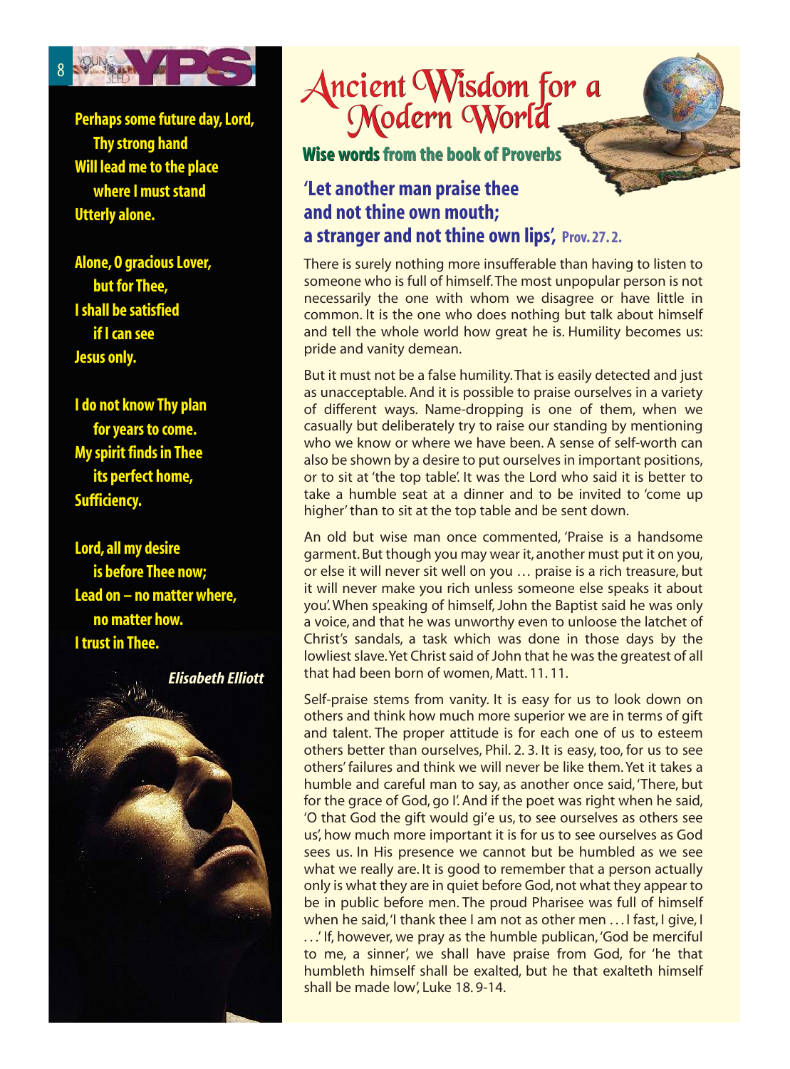Perhaps some future day, Lord,
Thy strong hand
Will lead me to the place
where I must stand
Utterly alone.

Alone, O gracious Lover,
but for Thee,
I shall be satisfied
if I can see
Jesus only.

I do not know Thy plan
for years to come.
My spirit finds in Thee
its perfect home,
Sufficiency.

Lord, all my desire
is before Thee now;
Lead on – no matter where,
no matter how.
I trust in Thee.

*Elisabeth Elliott*

# Ancient Wisdom for a Modern World

**Wise words from the book of Proverbs**

## 'Let another man praise thee and not thine own mouth; a stranger and not thine own lips', Prov. 27. 2.

There is surely nothing more insufferable than having to listen to someone who is full of himself. The most unpopular person is not necessarily the one with whom we disagree or have little in common. It is the one who does nothing but talk about himself and tell the whole world how great he is. Humility becomes us: pride and vanity demean.

But it must not be a false humility. That is easily detected and just as unacceptable. And it is possible to praise ourselves in a variety of different ways. Name-dropping is one of them, when we casually but deliberately try to raise our standing by mentioning who we know or where we have been. A sense of self-worth can also be shown by a desire to put ourselves in important positions, or to sit at 'the top table'. It was the Lord who said it is better to take a humble seat at a dinner and to be invited to 'come up higher' than to sit at the top table and be sent down.

An old but wise man once commented, 'Praise is a handsome garment. But though you may wear it, another must put it on you, or else it will never sit well on you … praise is a rich treasure, but it will never make you rich unless someone else speaks it about you'. When speaking of himself, John the Baptist said he was only a voice, and that he was unworthy even to unloose the latchet of Christ's sandals, a task which was done in those days by the lowliest slave. Yet Christ said of John that he was the greatest of all that had been born of women, Matt. 11. 11.

Self-praise stems from vanity. It is easy for us to look down on others and think how much more superior we are in terms of gift and talent. The proper attitude is for each one of us to esteem others better than ourselves, Phil. 2. 3. It is easy, too, for us to see others' failures and think we will never be like them. Yet it takes a humble and careful man to say, as another once said, 'There, but for the grace of God, go I'. And if the poet was right when he said, 'O that God the gift would gi'e us, to see ourselves as others see us', how much more important it is for us to see ourselves as God sees us. In His presence we cannot but be humbled as we see what we really are. It is good to remember that a person actually only is what they are in quiet before God, not what they appear to be in public before men. The proud Pharisee was full of himself when he said, 'I thank thee I am not as other men … I fast, I give, I …' If, however, we pray as the humble publican, 'God be merciful to me, a sinner', we shall have praise from God, for 'he that humbleth himself shall be exalted, but he that exalteth himself shall be made low', Luke 18. 9-14.